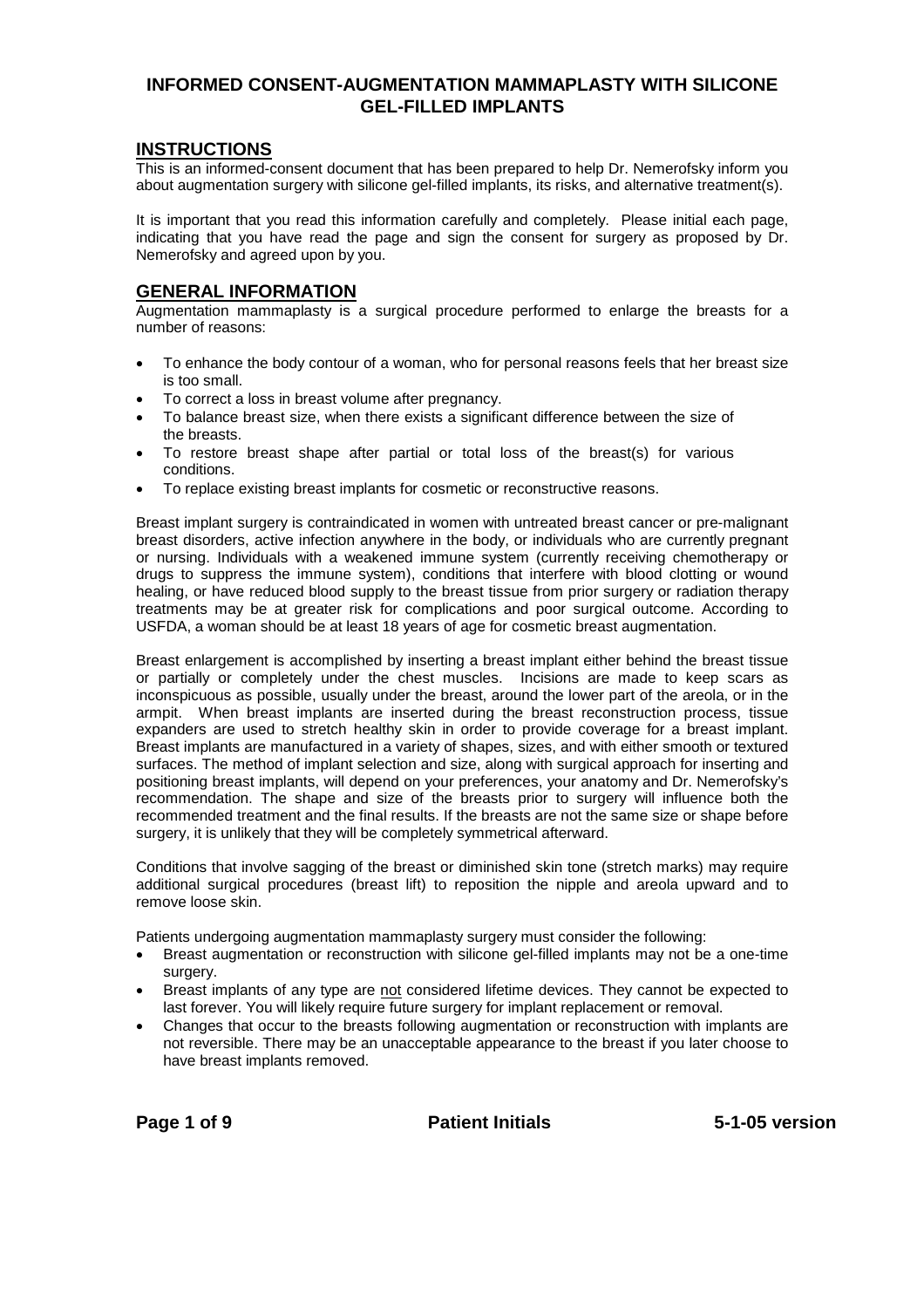# INFORMED CONSENT-AUGMENTATION MAMMAPLASTY WITH SILICONE GEL-FILLED IMPLANTS

## INSTRUCTIONS

This is an informed-consent document that has been prepared to help Dr. Nemerofsky inform you about augmentation surgery with silicone gel-filled implants, its risks, and alternative treatment(s).

It is important that you read this information carefully and completely. Please initial each page, indicating that you have read the page and sign the consent for surgery as proposed by Dr. Nemerofsky and agreed upon by you.

## GENERAL INFORMATION

Augmentation mammaplasty is a surgical procedure performed to enlarge the breasts for a number of reasons:

- To enhance the body contour of a woman, who for personal reasons feels that her breast size is too small.
- To correct a loss in breast volume after pregnancy.
- To balance breast size, when there exists a significant difference between the size of the breasts.
- To restore breast shape after partial or total loss of the breast(s) for various conditions.
- To replace existing breast implants for cosmetic or reconstructive reasons.

Breast implant surgery is contraindicated in women with untreated breast cancer or pre-malignant breast disorders, active infection anywhere in the body, or individuals who are currently pregnant or nursing. Individuals with a weakened immune system (currently receiving chemotherapy or drugs to suppress the immune system), conditions that interfere with blood clotting or wound healing, or have reduced blood supply to the breast tissue from prior surgery or radiation therapy treatments may be at greater risk for complications and poor surgical outcome. According to USFDA, a woman should be at least 18 years of age for cosmetic breast augmentation.

Breast enlargement is accomplished by inserting a breast implant either behind the breast tissue or partially or completely under the chest muscles. Incisions are made to keep scars as inconspicuous as possible, usually under the breast, around the lower part of the areola, or in the armpit. When breast implants are inserted during the breast reconstruction process, tissue expanders are used to stretch healthy skin in order to provide coverage for a breast implant. Breast implants are manufactured in a variety of shapes, sizes, and with either smooth or textured surfaces. The method of implant selection and size, along with surgical approach for inserting and positioning breast implants, will depend on your preferences, your anatomy and Dr. Nemerofsky's recommendation. The shape and size of the breasts prior to surgery will influence both the recommended treatment and the final results. If the breasts are not the same size or shape before surgery, it is unlikely that they will be completely symmetrical afterward.

Conditions that involve sagging of the breast or diminished skin tone (stretch marks) may require additional surgical procedures (breast lift) to reposition the nipple and areola upward and to remove loose skin.

Patients undergoing augmentation mammaplasty surgery must consider the following:

- Breast augmentation or reconstruction with silicone gel-filled implants may not be a one-time surgery.
- Breast implants of any type are <u>not</u> considered lifetime devices. They cannot be expected to last forever. You will likely require future surgery for implant replacement or removal.
- Changes that occur to the breasts following augmentation or reconstruction with implants are not reversible. There may be an unacceptable appearance to the breast if you later choose to have breast implants removed.

**Patient Initials** **5-1-05 version**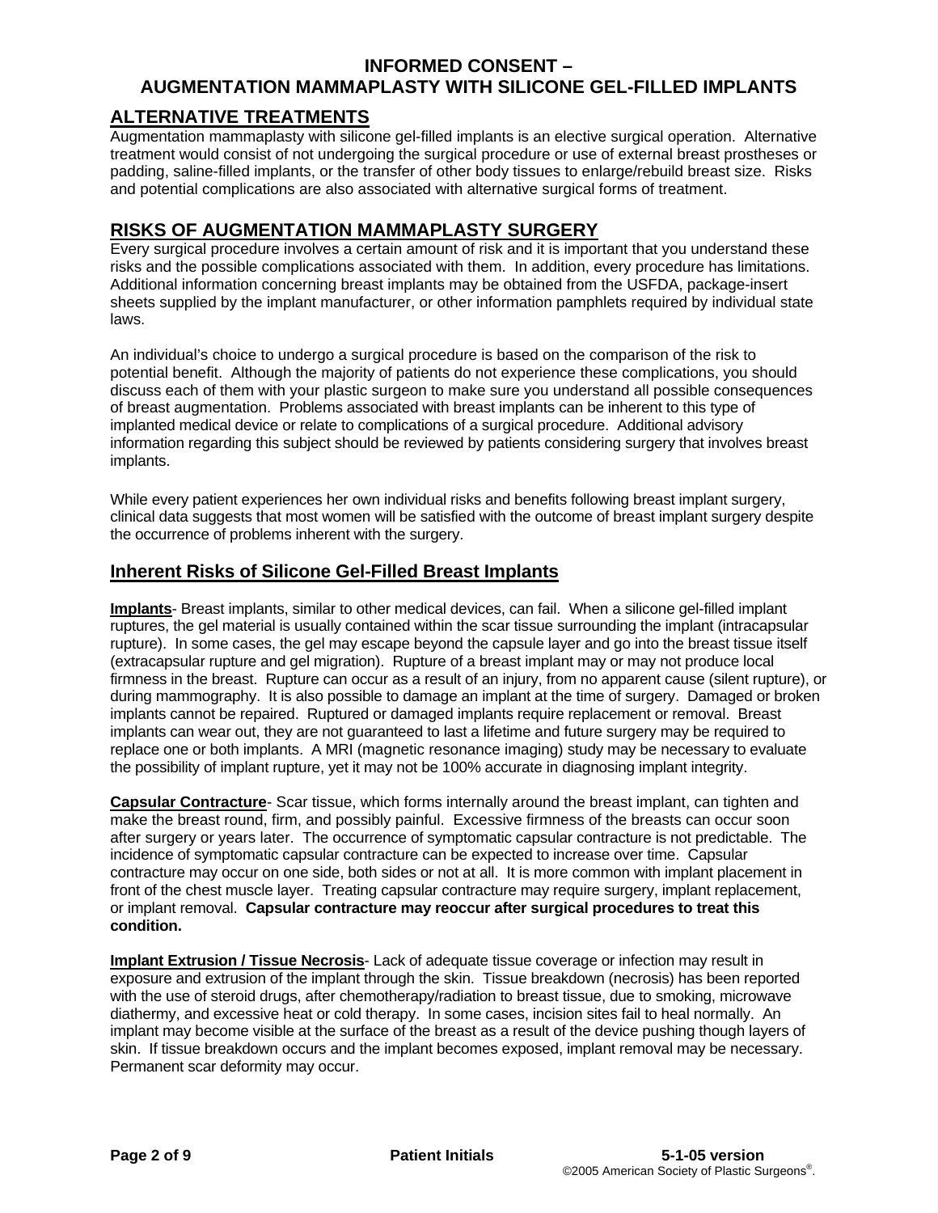## ALTERNATIVE TREATMENTS

Augmentation mammaplasty with silicone gel-filled implants is an elective surgical operation. Alternative treatment would consist of not undergoing the surgical procedure or use of external breast prostheses or padding, saline-filled implants, or the transfer of other body tissues to enlarge/rebuild breast size. Risks and potential complications are also associated with alternative surgical forms of treatment.

## RISKS OF AUGMENTATION MAMMAPLASTY SURGERY

Every surgical procedure involves a certain amount of risk and it is important that you understand these risks and the possible complications associated with them. In addition, every procedure has limitations. Additional information concerning breast implants may be obtained from the USFDA, package-insert sheets supplied by the implant manufacturer, or other information pamphlets required by individual state laws.

An individual's choice to undergo a surgical procedure is based on the comparison of the risk to potential benefit. Although the majority of patients do not experience these complications, you should discuss each of them with your plastic surgeon to make sure you understand all possible consequences of breast augmentation. Problems associated with breast implants can be inherent to this type of implanted medical device or relate to complications of a surgical procedure. Additional advisory information regarding this subject should be reviewed by patients considering surgery that involves breast implants.

While every patient experiences her own individual risks and benefits following breast implant surgery, clinical data suggests that most women will be satisfied with the outcome of breast implant surgery despite the occurrence of problems inherent with the surgery.

### Inherent Risks of Silicone Gel-Filled Breast Implants

**Implants**- Breast implants, similar to other medical devices, can fail. When a silicone gel-filled implant ruptures, the gel material is usually contained within the scar tissue surrounding the implant (intracapsular rupture). In some cases, the gel may escape beyond the capsule layer and go into the breast tissue itself (extracapsular rupture and gel migration). Rupture of a breast implant may or may not produce local firmness in the breast. Rupture can occur as a result of an injury, from no apparent cause (silent rupture), or during mammography. It is also possible to damage an implant at the time of surgery. Damaged or broken implants cannot be repaired. Ruptured or damaged implants require replacement or removal. Breast implants can wear out, they are not guaranteed to last a lifetime and future surgery may be required to replace one or both implants. A MRI (magnetic resonance imaging) study may be necessary to evaluate the possibility of implant rupture, yet it may not be 100% accurate in diagnosing implant integrity.

**Capsular Contracture**- Scar tissue, which forms internally around the breast implant, can tighten and make the breast round, firm, and possibly painful. Excessive firmness of the breasts can occur soon after surgery or years later. The occurrence of symptomatic capsular contracture is not predictable. The incidence of symptomatic capsular contracture can be expected to increase over time. Capsular contracture may occur on one side, both sides or not at all. It is more common with implant placement in front of the chest muscle layer. Treating capsular contracture may require surgery, implant replacement, or implant removal. **Capsular contracture may reoccur after surgical procedures to treat this condition.**

**Implant Extrusion / Tissue Necrosis**- Lack of adequate tissue coverage or infection may result in exposure and extrusion of the implant through the skin. Tissue breakdown (necrosis) has been reported with the use of steroid drugs, after chemotherapy/radiation to breast tissue, due to smoking, microwave diathermy, and excessive heat or cold therapy. In some cases, incision sites fail to heal normally. An implant may become visible at the surface of the breast as a result of the device pushing though layers of skin. If tissue breakdown occurs and the implant becomes exposed, implant removal may be necessary. Permanent scar deformity may occur.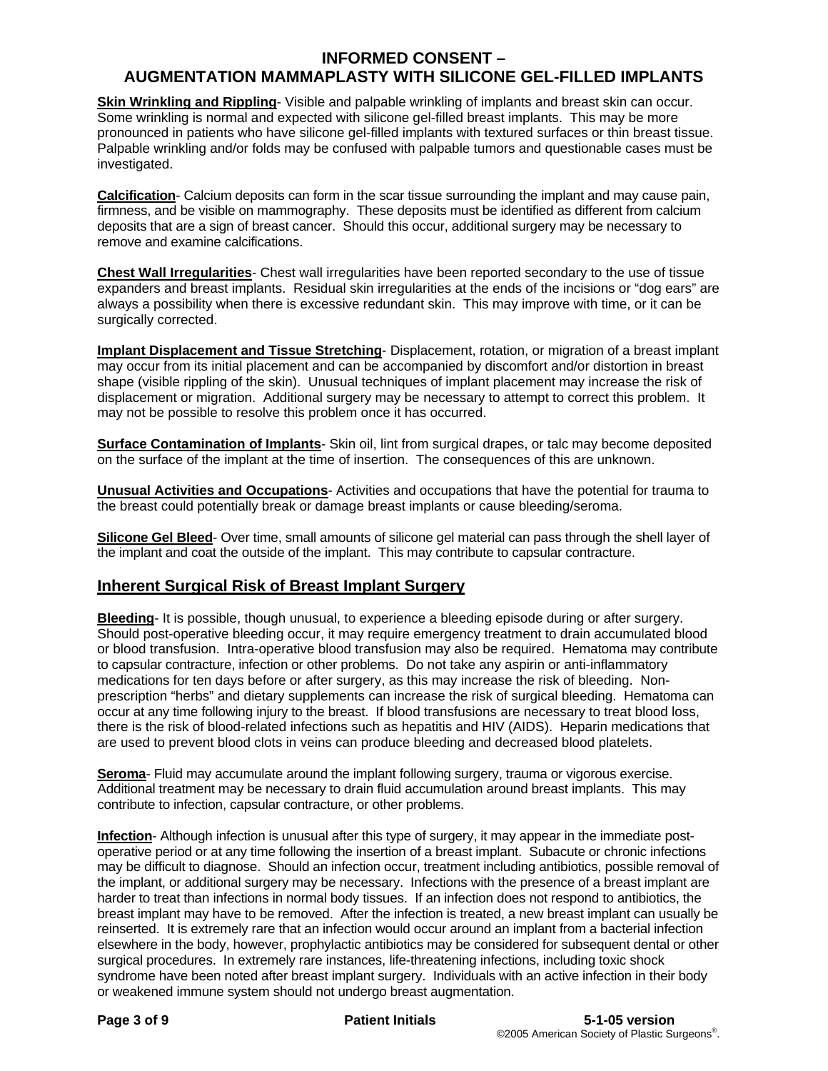**Skin Wrinkling and Rippling**- Visible and palpable wrinkling of implants and breast skin can occur. Some wrinkling is normal and expected with silicone gel-filled breast implants. This may be more pronounced in patients who have silicone gel-filled implants with textured surfaces or thin breast tissue. Palpable wrinkling and/or folds may be confused with palpable tumors and questionable cases must be investigated.

**Calcification**- Calcium deposits can form in the scar tissue surrounding the implant and may cause pain, firmness, and be visible on mammography. These deposits must be identified as different from calcium deposits that are a sign of breast cancer. Should this occur, additional surgery may be necessary to remove and examine calcifications.

**Chest Wall Irregularities**- Chest wall irregularities have been reported secondary to the use of tissue expanders and breast implants. Residual skin irregularities at the ends of the incisions or "dog ears" are always a possibility when there is excessive redundant skin. This may improve with time, or it can be surgically corrected.

**Implant Displacement and Tissue Stretching**- Displacement, rotation, or migration of a breast implant may occur from its initial placement and can be accompanied by discomfort and/or distortion in breast shape (visible rippling of the skin). Unusual techniques of implant placement may increase the risk of displacement or migration. Additional surgery may be necessary to attempt to correct this problem. It may not be possible to resolve this problem once it has occurred.

**Surface Contamination of Implants**- Skin oil, lint from surgical drapes, or talc may become deposited on the surface of the implant at the time of insertion. The consequences of this are unknown.

**Unusual Activities and Occupations**- Activities and occupations that have the potential for trauma to the breast could potentially break or damage breast implants or cause bleeding/seroma.

**Silicone Gel Bleed**- Over time, small amounts of silicone gel material can pass through the shell layer of the implant and coat the outside of the implant. This may contribute to capsular contracture.

## Inherent Surgical Risk of Breast Implant Surgery

**Bleeding**- It is possible, though unusual, to experience a bleeding episode during or after surgery. Should post-operative bleeding occur, it may require emergency treatment to drain accumulated blood or blood transfusion. Intra-operative blood transfusion may also be required. Hematoma may contribute to capsular contracture, infection or other problems. Do not take any aspirin or anti-inflammatory medications for ten days before or after surgery, as this may increase the risk of bleeding. Non-prescription "herbs" and dietary supplements can increase the risk of surgical bleeding. Hematoma can occur at any time following injury to the breast. If blood transfusions are necessary to treat blood loss, there is the risk of blood-related infections such as hepatitis and HIV (AIDS). Heparin medications that are used to prevent blood clots in veins can produce bleeding and decreased blood platelets.

**Seroma**- Fluid may accumulate around the implant following surgery, trauma or vigorous exercise. Additional treatment may be necessary to drain fluid accumulation around breast implants. This may contribute to infection, capsular contracture, or other problems.

**Infection**- Although infection is unusual after this type of surgery, it may appear in the immediate post-operative period or at any time following the insertion of a breast implant. Subacute or chronic infections may be difficult to diagnose. Should an infection occur, treatment including antibiotics, possible removal of the implant, or additional surgery may be necessary. Infections with the presence of a breast implant are harder to treat than infections in normal body tissues. If an infection does not respond to antibiotics, the breast implant may have to be removed. After the infection is treated, a new breast implant can usually be reinserted. It is extremely rare that an infection would occur around an implant from a bacterial infection elsewhere in the body, however, prophylactic antibiotics may be considered for subsequent dental or other surgical procedures. In extremely rare instances, life-threatening infections, including toxic shock syndrome have been noted after breast implant surgery. Individuals with an active infection in their body or weakened immune system should not undergo breast augmentation.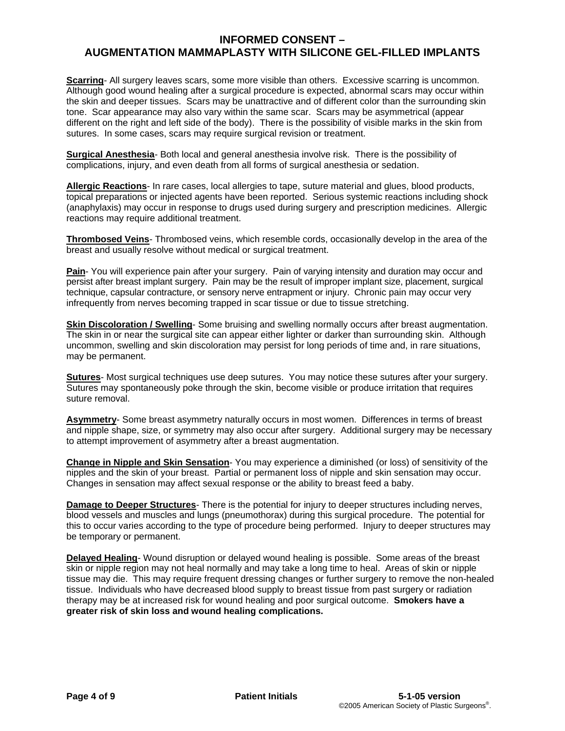**Scarring**- All surgery leaves scars, some more visible than others. Excessive scarring is uncommon. Although good wound healing after a surgical procedure is expected, abnormal scars may occur within the skin and deeper tissues. Scars may be unattractive and of different color than the surrounding skin tone. Scar appearance may also vary within the same scar. Scars may be asymmetrical (appear different on the right and left side of the body). There is the possibility of visible marks in the skin from sutures. In some cases, scars may require surgical revision or treatment.

**Surgical Anesthesia**- Both local and general anesthesia involve risk. There is the possibility of complications, injury, and even death from all forms of surgical anesthesia or sedation.

**Allergic Reactions**- In rare cases, local allergies to tape, suture material and glues, blood products, topical preparations or injected agents have been reported. Serious systemic reactions including shock (anaphylaxis) may occur in response to drugs used during surgery and prescription medicines. Allergic reactions may require additional treatment.

**Thrombosed Veins**- Thrombosed veins, which resemble cords, occasionally develop in the area of the breast and usually resolve without medical or surgical treatment.

**Pain**- You will experience pain after your surgery. Pain of varying intensity and duration may occur and persist after breast implant surgery. Pain may be the result of improper implant size, placement, surgical technique, capsular contracture, or sensory nerve entrapment or injury. Chronic pain may occur very infrequently from nerves becoming trapped in scar tissue or due to tissue stretching.

**Skin Discoloration / Swelling**- Some bruising and swelling normally occurs after breast augmentation. The skin in or near the surgical site can appear either lighter or darker than surrounding skin. Although uncommon, swelling and skin discoloration may persist for long periods of time and, in rare situations, may be permanent.

**Sutures**- Most surgical techniques use deep sutures. You may notice these sutures after your surgery. Sutures may spontaneously poke through the skin, become visible or produce irritation that requires suture removal.

**Asymmetry**- Some breast asymmetry naturally occurs in most women. Differences in terms of breast and nipple shape, size, or symmetry may also occur after surgery. Additional surgery may be necessary to attempt improvement of asymmetry after a breast augmentation.

**Change in Nipple and Skin Sensation**- You may experience a diminished (or loss) of sensitivity of the nipples and the skin of your breast. Partial or permanent loss of nipple and skin sensation may occur. Changes in sensation may affect sexual response or the ability to breast feed a baby.

**Damage to Deeper Structures**- There is the potential for injury to deeper structures including nerves, blood vessels and muscles and lungs (pneumothorax) during this surgical procedure. The potential for this to occur varies according to the type of procedure being performed. Injury to deeper structures may be temporary or permanent.

**Delayed Healing**- Wound disruption or delayed wound healing is possible. Some areas of the breast skin or nipple region may not heal normally and may take a long time to heal. Areas of skin or nipple tissue may die. This may require frequent dressing changes or further surgery to remove the non-healed tissue. Individuals who have decreased blood supply to breast tissue from past surgery or radiation therapy may be at increased risk for wound healing and poor surgical outcome. **Smokers have a greater risk of skin loss and wound healing complications.**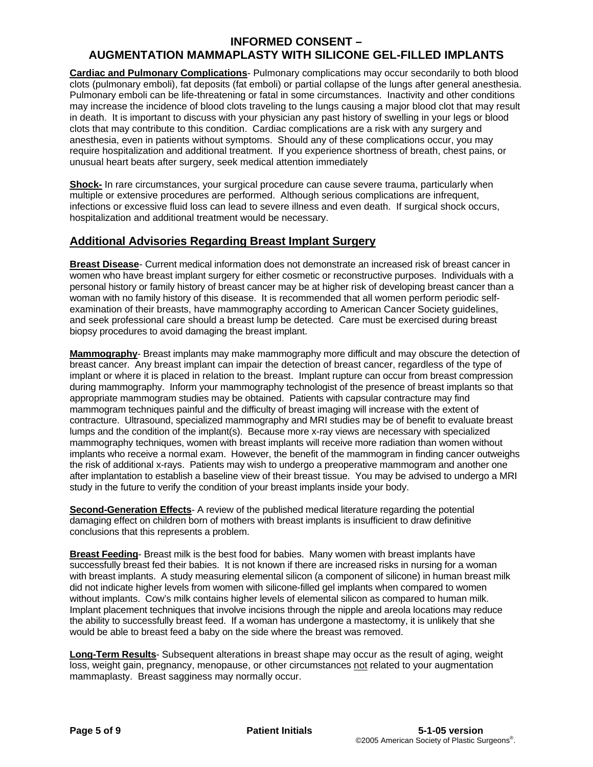**Cardiac and Pulmonary Complications**- Pulmonary complications may occur secondarily to both blood clots (pulmonary emboli), fat deposits (fat emboli) or partial collapse of the lungs after general anesthesia. Pulmonary emboli can be life-threatening or fatal in some circumstances. Inactivity and other conditions may increase the incidence of blood clots traveling to the lungs causing a major blood clot that may result in death. It is important to discuss with your physician any past history of swelling in your legs or blood clots that may contribute to this condition. Cardiac complications are a risk with any surgery and anesthesia, even in patients without symptoms. Should any of these complications occur, you may require hospitalization and additional treatment. If you experience shortness of breath, chest pains, or unusual heart beats after surgery, seek medical attention immediately

**Shock-** In rare circumstances, your surgical procedure can cause severe trauma, particularly when multiple or extensive procedures are performed. Although serious complications are infrequent, infections or excessive fluid loss can lead to severe illness and even death. If surgical shock occurs, hospitalization and additional treatment would be necessary.

## Additional Advisories Regarding Breast Implant Surgery

**Breast Disease**- Current medical information does not demonstrate an increased risk of breast cancer in women who have breast implant surgery for either cosmetic or reconstructive purposes. Individuals with a personal history or family history of breast cancer may be at higher risk of developing breast cancer than a woman with no family history of this disease. It is recommended that all women perform periodic self-examination of their breasts, have mammography according to American Cancer Society guidelines, and seek professional care should a breast lump be detected. Care must be exercised during breast biopsy procedures to avoid damaging the breast implant.

**Mammography**- Breast implants may make mammography more difficult and may obscure the detection of breast cancer. Any breast implant can impair the detection of breast cancer, regardless of the type of implant or where it is placed in relation to the breast. Implant rupture can occur from breast compression during mammography. Inform your mammography technologist of the presence of breast implants so that appropriate mammogram studies may be obtained. Patients with capsular contracture may find mammogram techniques painful and the difficulty of breast imaging will increase with the extent of contracture. Ultrasound, specialized mammography and MRI studies may be of benefit to evaluate breast lumps and the condition of the implant(s). Because more x-ray views are necessary with specialized mammography techniques, women with breast implants will receive more radiation than women without implants who receive a normal exam. However, the benefit of the mammogram in finding cancer outweighs the risk of additional x-rays. Patients may wish to undergo a preoperative mammogram and another one after implantation to establish a baseline view of their breast tissue. You may be advised to undergo a MRI study in the future to verify the condition of your breast implants inside your body.

**Second-Generation Effects**- A review of the published medical literature regarding the potential damaging effect on children born of mothers with breast implants is insufficient to draw definitive conclusions that this represents a problem.

**Breast Feeding**- Breast milk is the best food for babies. Many women with breast implants have successfully breast fed their babies. It is not known if there are increased risks in nursing for a woman with breast implants. A study measuring elemental silicon (a component of silicone) in human breast milk did not indicate higher levels from women with silicone-filled gel implants when compared to women without implants. Cow's milk contains higher levels of elemental silicon as compared to human milk. Implant placement techniques that involve incisions through the nipple and areola locations may reduce the ability to successfully breast feed. If a woman has undergone a mastectomy, it is unlikely that she would be able to breast feed a baby on the side where the breast was removed.

**Long-Term Results**- Subsequent alterations in breast shape may occur as the result of aging, weight loss, weight gain, pregnancy, menopause, or other circumstances not related to your augmentation mammaplasty. Breast sagginess may normally occur.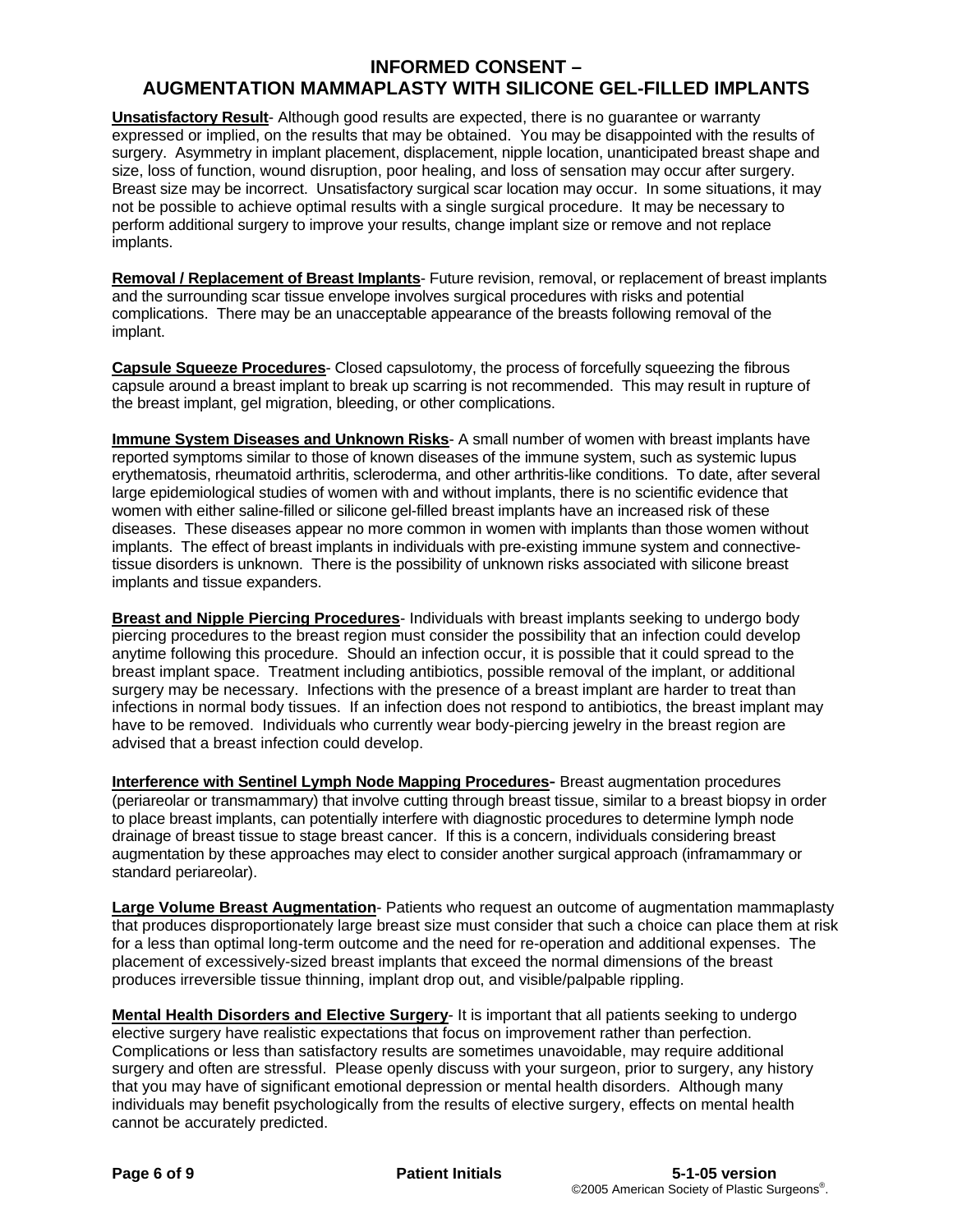# INFORMED CONSENT – AUGMENTATION MAMMAPLASTY WITH SILICONE GEL-FILLED IMPLANTS

**Unsatisfactory Result**- Although good results are expected, there is no guarantee or warranty expressed or implied, on the results that may be obtained. You may be disappointed with the results of surgery. Asymmetry in implant placement, displacement, nipple location, unanticipated breast shape and size, loss of function, wound disruption, poor healing, and loss of sensation may occur after surgery. Breast size may be incorrect. Unsatisfactory surgical scar location may occur. In some situations, it may not be possible to achieve optimal results with a single surgical procedure. It may be necessary to perform additional surgery to improve your results, change implant size or remove and not replace implants.

**Removal / Replacement of Breast Implants**- Future revision, removal, or replacement of breast implants and the surrounding scar tissue envelope involves surgical procedures with risks and potential complications. There may be an unacceptable appearance of the breasts following removal of the implant.

**Capsule Squeeze Procedures**- Closed capsulotomy, the process of forcefully squeezing the fibrous capsule around a breast implant to break up scarring is not recommended. This may result in rupture of the breast implant, gel migration, bleeding, or other complications.

**Immune System Diseases and Unknown Risks**- A small number of women with breast implants have reported symptoms similar to those of known diseases of the immune system, such as systemic lupus erythematosis, rheumatoid arthritis, scleroderma, and other arthritis-like conditions. To date, after several large epidemiological studies of women with and without implants, there is no scientific evidence that women with either saline-filled or silicone gel-filled breast implants have an increased risk of these diseases. These diseases appear no more common in women with implants than those women without implants. The effect of breast implants in individuals with pre-existing immune system and connective-tissue disorders is unknown. There is the possibility of unknown risks associated with silicone breast implants and tissue expanders.

**Breast and Nipple Piercing Procedures**- Individuals with breast implants seeking to undergo body piercing procedures to the breast region must consider the possibility that an infection could develop anytime following this procedure. Should an infection occur, it is possible that it could spread to the breast implant space. Treatment including antibiotics, possible removal of the implant, or additional surgery may be necessary. Infections with the presence of a breast implant are harder to treat than infections in normal body tissues. If an infection does not respond to antibiotics, the breast implant may have to be removed. Individuals who currently wear body-piercing jewelry in the breast region are advised that a breast infection could develop.

**Interference with Sentinel Lymph Node Mapping Procedures-** Breast augmentation procedures (periareolar or transmammary) that involve cutting through breast tissue, similar to a breast biopsy in order to place breast implants, can potentially interfere with diagnostic procedures to determine lymph node drainage of breast tissue to stage breast cancer. If this is a concern, individuals considering breast augmentation by these approaches may elect to consider another surgical approach (inframammary or standard periareolar).

**Large Volume Breast Augmentation**- Patients who request an outcome of augmentation mammaplasty that produces disproportionately large breast size must consider that such a choice can place them at risk for a less than optimal long-term outcome and the need for re-operation and additional expenses. The placement of excessively-sized breast implants that exceed the normal dimensions of the breast produces irreversible tissue thinning, implant drop out, and visible/palpable rippling.

**Mental Health Disorders and Elective Surgery**- It is important that all patients seeking to undergo elective surgery have realistic expectations that focus on improvement rather than perfection. Complications or less than satisfactory results are sometimes unavoidable, may require additional surgery and often are stressful. Please openly discuss with your surgeon, prior to surgery, any history that you may have of significant emotional depression or mental health disorders. Although many individuals may benefit psychologically from the results of elective surgery, effects on mental health cannot be accurately predicted.

**Patient Initials**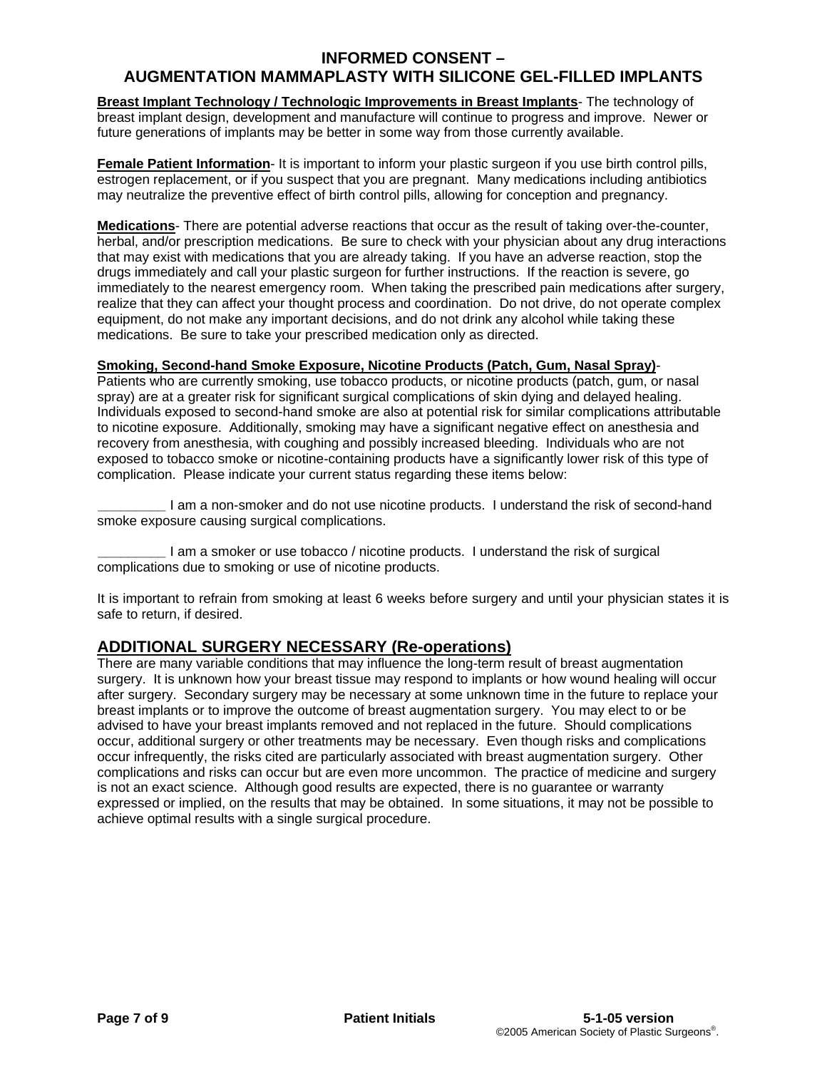# INFORMED CONSENT – AUGMENTATION MAMMAPLASTY WITH SILICONE GEL-FILLED IMPLANTS

**Breast Implant Technology / Technologic Improvements in Breast Implants**- The technology of breast implant design, development and manufacture will continue to progress and improve. Newer or future generations of implants may be better in some way from those currently available.

**Female Patient Information**- It is important to inform your plastic surgeon if you use birth control pills, estrogen replacement, or if you suspect that you are pregnant. Many medications including antibiotics may neutralize the preventive effect of birth control pills, allowing for conception and pregnancy.

**Medications**- There are potential adverse reactions that occur as the result of taking over-the-counter, herbal, and/or prescription medications. Be sure to check with your physician about any drug interactions that may exist with medications that you are already taking. If you have an adverse reaction, stop the drugs immediately and call your plastic surgeon for further instructions. If the reaction is severe, go immediately to the nearest emergency room. When taking the prescribed pain medications after surgery, realize that they can affect your thought process and coordination. Do not drive, do not operate complex equipment, do not make any important decisions, and do not drink any alcohol while taking these medications. Be sure to take your prescribed medication only as directed.

**Smoking, Second-hand Smoke Exposure, Nicotine Products (Patch, Gum, Nasal Spray)**- Patients who are currently smoking, use tobacco products, or nicotine products (patch, gum, or nasal spray) are at a greater risk for significant surgical complications of skin dying and delayed healing. Individuals exposed to second-hand smoke are also at potential risk for similar complications attributable to nicotine exposure. Additionally, smoking may have a significant negative effect on anesthesia and recovery from anesthesia, with coughing and possibly increased bleeding. Individuals who are not exposed to tobacco smoke or nicotine-containing products have a significantly lower risk of this type of complication. Please indicate your current status regarding these items below:

_________ I am a non-smoker and do not use nicotine products. I understand the risk of second-hand smoke exposure causing surgical complications.

_________ I am a smoker or use tobacco / nicotine products. I understand the risk of surgical complications due to smoking or use of nicotine products.

It is important to refrain from smoking at least 6 weeks before surgery and until your physician states it is safe to return, if desired.

## ADDITIONAL SURGERY NECESSARY (Re-operations)

There are many variable conditions that may influence the long-term result of breast augmentation surgery. It is unknown how your breast tissue may respond to implants or how wound healing will occur after surgery. Secondary surgery may be necessary at some unknown time in the future to replace your breast implants or to improve the outcome of breast augmentation surgery. You may elect to or be advised to have your breast implants removed and not replaced in the future. Should complications occur, additional surgery or other treatments may be necessary. Even though risks and complications occur infrequently, the risks cited are particularly associated with breast augmentation surgery. Other complications and risks can occur but are even more uncommon. The practice of medicine and surgery is not an exact science. Although good results are expected, there is no guarantee or warranty expressed or implied, on the results that may be obtained. In some situations, it may not be possible to achieve optimal results with a single surgical procedure.

**Patient Initials**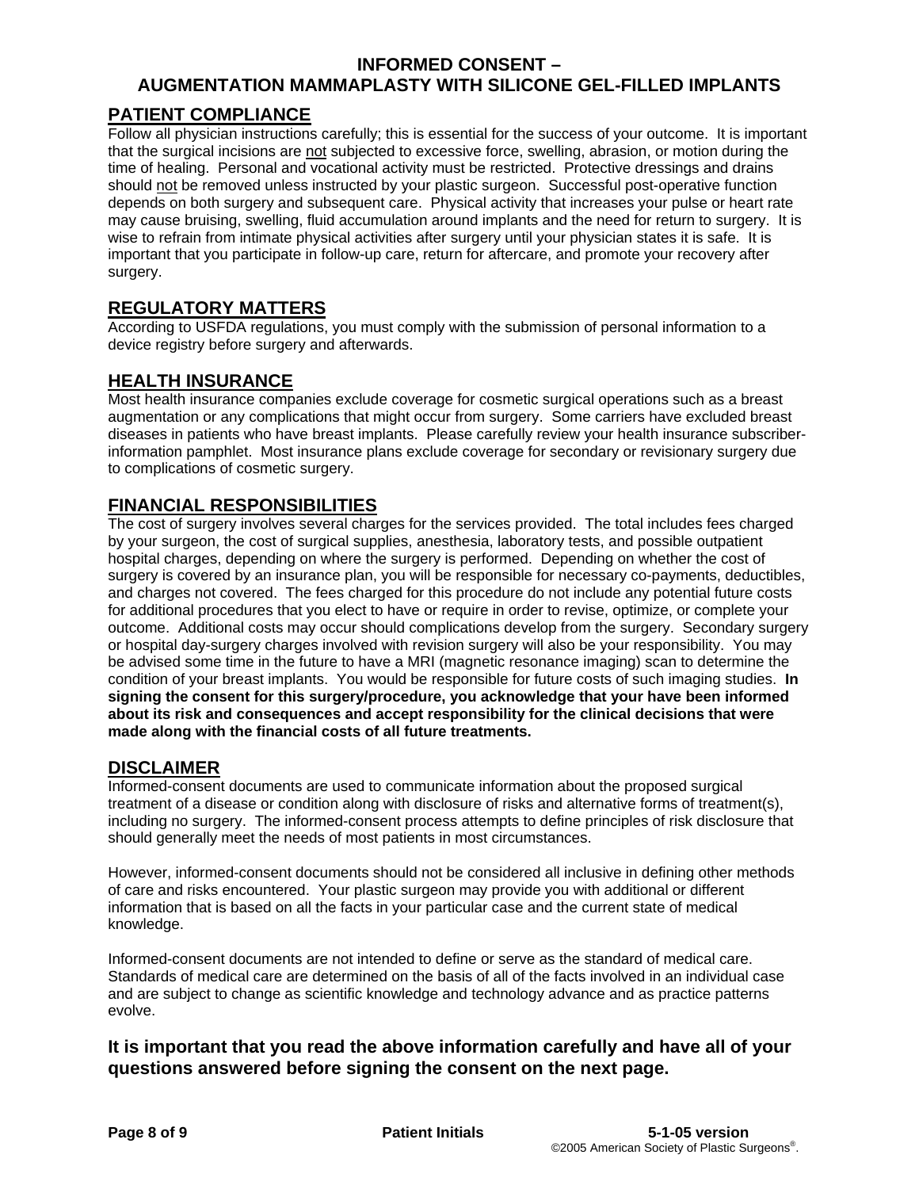# INFORMED CONSENT – AUGMENTATION MAMMAPLASTY WITH SILICONE GEL-FILLED IMPLANTS

## PATIENT COMPLIANCE

Follow all physician instructions carefully; this is essential for the success of your outcome. It is important that the surgical incisions are not subjected to excessive force, swelling, abrasion, or motion during the time of healing. Personal and vocational activity must be restricted. Protective dressings and drains should not be removed unless instructed by your plastic surgeon. Successful post-operative function depends on both surgery and subsequent care. Physical activity that increases your pulse or heart rate may cause bruising, swelling, fluid accumulation around implants and the need for return to surgery. It is wise to refrain from intimate physical activities after surgery until your physician states it is safe. It is important that you participate in follow-up care, return for aftercare, and promote your recovery after surgery.

## REGULATORY MATTERS

According to USFDA regulations, you must comply with the submission of personal information to a device registry before surgery and afterwards.

## HEALTH INSURANCE

Most health insurance companies exclude coverage for cosmetic surgical operations such as a breast augmentation or any complications that might occur from surgery. Some carriers have excluded breast diseases in patients who have breast implants. Please carefully review your health insurance subscriber-information pamphlet. Most insurance plans exclude coverage for secondary or revisionary surgery due to complications of cosmetic surgery.

## FINANCIAL RESPONSIBILITIES

The cost of surgery involves several charges for the services provided. The total includes fees charged by your surgeon, the cost of surgical supplies, anesthesia, laboratory tests, and possible outpatient hospital charges, depending on where the surgery is performed. Depending on whether the cost of surgery is covered by an insurance plan, you will be responsible for necessary co-payments, deductibles, and charges not covered. The fees charged for this procedure do not include any potential future costs for additional procedures that you elect to have or require in order to revise, optimize, or complete your outcome. Additional costs may occur should complications develop from the surgery. Secondary surgery or hospital day-surgery charges involved with revision surgery will also be your responsibility. You may be advised some time in the future to have a MRI (magnetic resonance imaging) scan to determine the condition of your breast implants. You would be responsible for future costs of such imaging studies. **In signing the consent for this surgery/procedure, you acknowledge that your have been informed about its risk and consequences and accept responsibility for the clinical decisions that were made along with the financial costs of all future treatments.**

## DISCLAIMER

Informed-consent documents are used to communicate information about the proposed surgical treatment of a disease or condition along with disclosure of risks and alternative forms of treatment(s), including no surgery. The informed-consent process attempts to define principles of risk disclosure that should generally meet the needs of most patients in most circumstances.

However, informed-consent documents should not be considered all inclusive in defining other methods of care and risks encountered. Your plastic surgeon may provide you with additional or different information that is based on all the facts in your particular case and the current state of medical knowledge.

Informed-consent documents are not intended to define or serve as the standard of medical care. Standards of medical care are determined on the basis of all of the facts involved in an individual case and are subject to change as scientific knowledge and technology advance and as practice patterns evolve.

**It is important that you read the above information carefully and have all of your questions answered before signing the consent on the next page.**

**Patient Initials**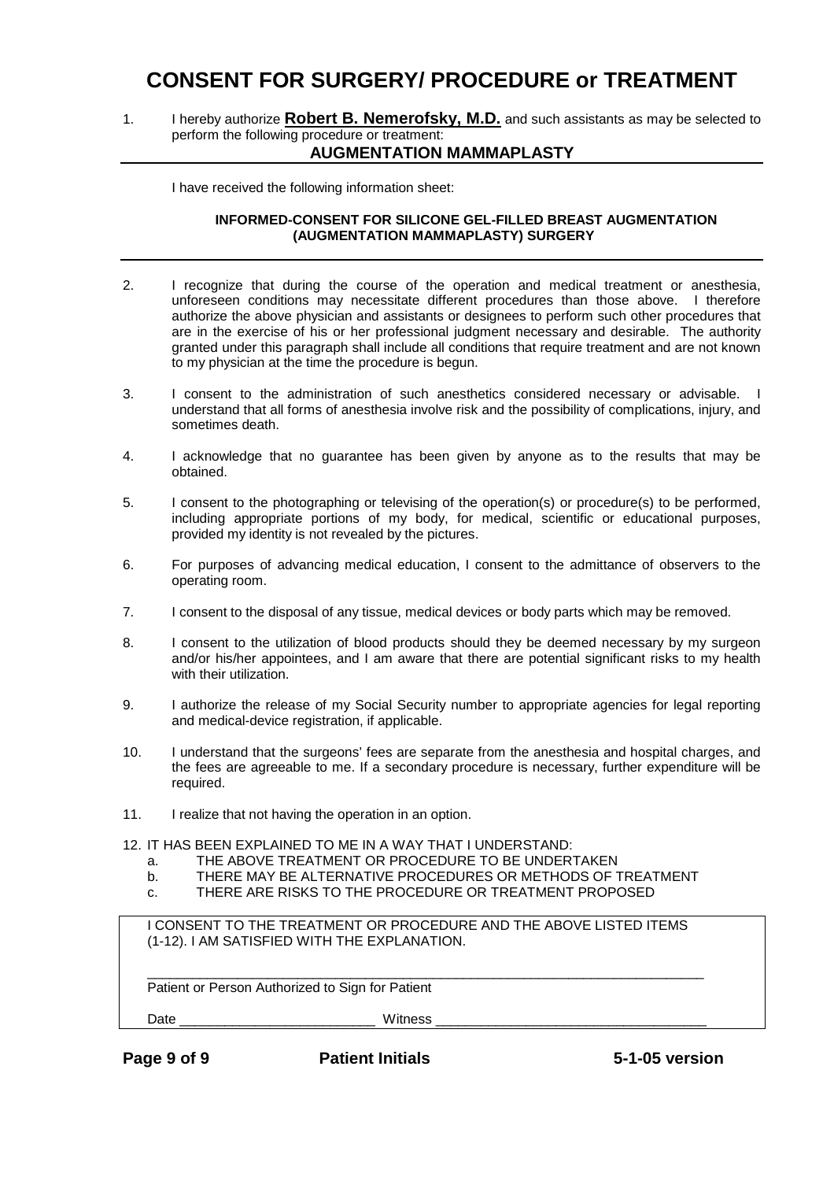# CONSENT FOR SURGERY/ PROCEDURE or TREATMENT

1. I hereby authorize **Robert B. Nemerofsky, M.D.** and such assistants as may be selected to perform the following procedure or treatment:

**AUGMENTATION MAMMAPLASTY**

I have received the following information sheet:

**INFORMED-CONSENT FOR SILICONE GEL-FILLED BREAST AUGMENTATION (AUGMENTATION MAMMAPLASTY) SURGERY**

2. I recognize that during the course of the operation and medical treatment or anesthesia, unforeseen conditions may necessitate different procedures than those above. I therefore authorize the above physician and assistants or designees to perform such other procedures that are in the exercise of his or her professional judgment necessary and desirable. The authority granted under this paragraph shall include all conditions that require treatment and are not known to my physician at the time the procedure is begun.

3. I consent to the administration of such anesthetics considered necessary or advisable. I understand that all forms of anesthesia involve risk and the possibility of complications, injury, and sometimes death.

4. I acknowledge that no guarantee has been given by anyone as to the results that may be obtained.

5. I consent to the photographing or televising of the operation(s) or procedure(s) to be performed, including appropriate portions of my body, for medical, scientific or educational purposes, provided my identity is not revealed by the pictures.

6. For purposes of advancing medical education, I consent to the admittance of observers to the operating room.

7. I consent to the disposal of any tissue, medical devices or body parts which may be removed.

8. I consent to the utilization of blood products should they be deemed necessary by my surgeon and/or his/her appointees, and I am aware that there are potential significant risks to my health with their utilization.

9. I authorize the release of my Social Security number to appropriate agencies for legal reporting and medical-device registration, if applicable.

10. I understand that the surgeons' fees are separate from the anesthesia and hospital charges, and the fees are agreeable to me. If a secondary procedure is necessary, further expenditure will be required.

11. I realize that not having the operation in an option.

12. IT HAS BEEN EXPLAINED TO ME IN A WAY THAT I UNDERSTAND:
    a. THE ABOVE TREATMENT OR PROCEDURE TO BE UNDERTAKEN
    b. THERE MAY BE ALTERNATIVE PROCEDURES OR METHODS OF TREATMENT
    c. THERE ARE RISKS TO THE PROCEDURE OR TREATMENT PROPOSED

I CONSENT TO THE TREATMENT OR PROCEDURE AND THE ABOVE LISTED ITEMS (1-12). I AM SATISFIED WITH THE EXPLANATION.

_______________________________________________
Patient or Person Authorized to Sign for Patient

Date _________________________ Witness ___________________________________

**Patient Initials** **5-1-05 version**